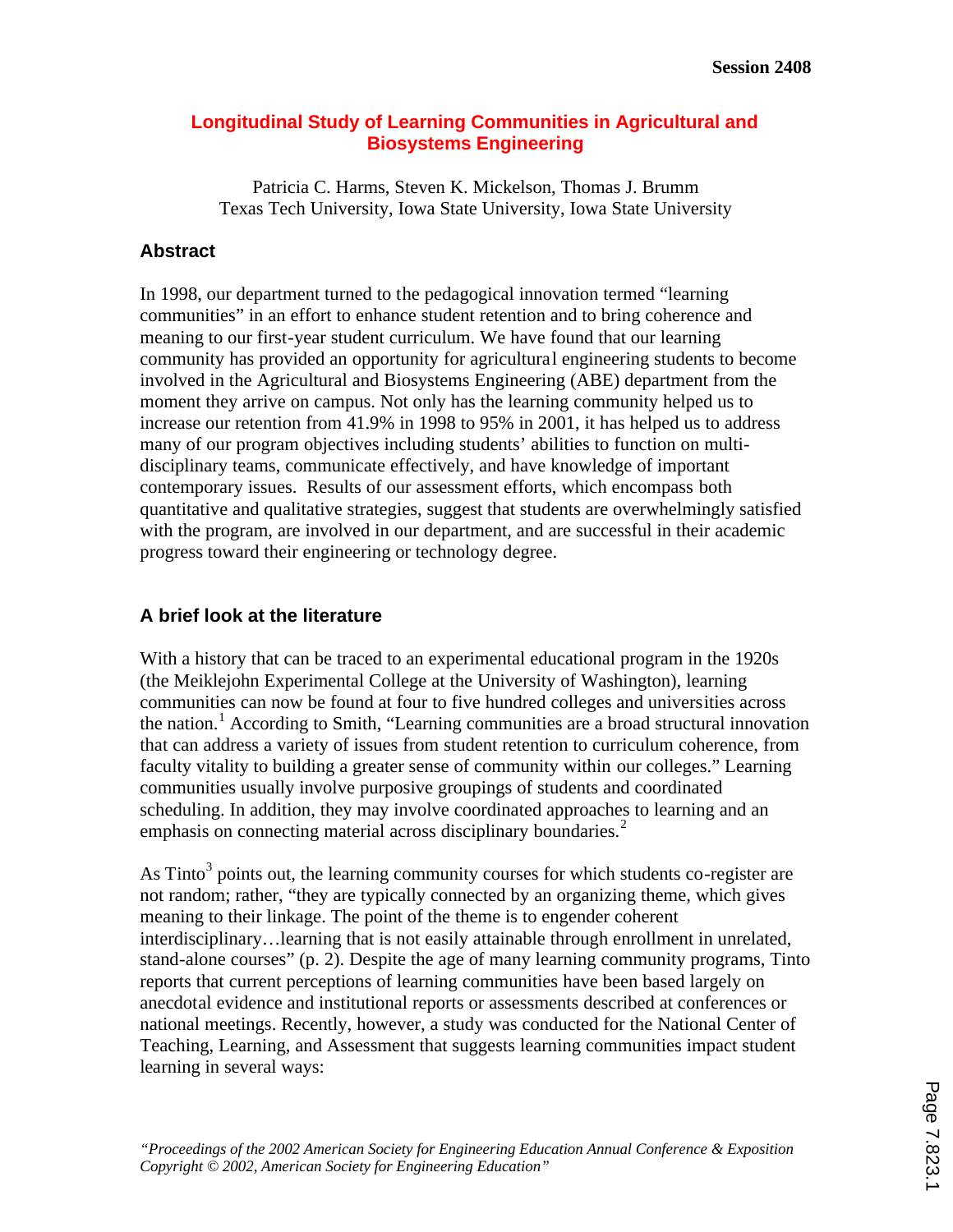# Longitudinal Study of Learning Communities in Agricultural and Biosystems Engineering

Patricia C. Harms, Steven K. Mickelson, Thomas J. Brumm
Texas Tech University, Iowa State University, Iowa State University

## Abstract

In 1998, our department turned to the pedagogical innovation termed "learning communities" in an effort to enhance student retention and to bring coherence and meaning to our first-year student curriculum. We have found that our learning community has provided an opportunity for agricultural engineering students to become involved in the Agricultural and Biosystems Engineering (ABE) department from the moment they arrive on campus. Not only has the learning community helped us to increase our retention from 41.9% in 1998 to 95% in 2001, it has helped us to address many of our program objectives including students' abilities to function on multi-disciplinary teams, communicate effectively, and have knowledge of important contemporary issues. Results of our assessment efforts, which encompass both quantitative and qualitative strategies, suggest that students are overwhelmingly satisfied with the program, are involved in our department, and are successful in their academic progress toward their engineering or technology degree.

## A brief look at the literature

With a history that can be traced to an experimental educational program in the 1920s (the Meiklejohn Experimental College at the University of Washington), learning communities can now be found at four to five hundred colleges and universities across the nation.[1] According to Smith, "Learning communities are a broad structural innovation that can address a variety of issues from student retention to curriculum coherence, from faculty vitality to building a greater sense of community within our colleges." Learning communities usually involve purposive groupings of students and coordinated scheduling. In addition, they may involve coordinated approaches to learning and an emphasis on connecting material across disciplinary boundaries.[2]

As Tinto[3] points out, the learning community courses for which students co-register are not random; rather, "they are typically connected by an organizing theme, which gives meaning to their linkage. The point of the theme is to engender coherent interdisciplinary…learning that is not easily attainable through enrollment in unrelated, stand-alone courses" (p. 2). Despite the age of many learning community programs, Tinto reports that current perceptions of learning communities have been based largely on anecdotal evidence and institutional reports or assessments described at conferences or national meetings. Recently, however, a study was conducted for the National Center of Teaching, Learning, and Assessment that suggests learning communities impact student learning in several ways: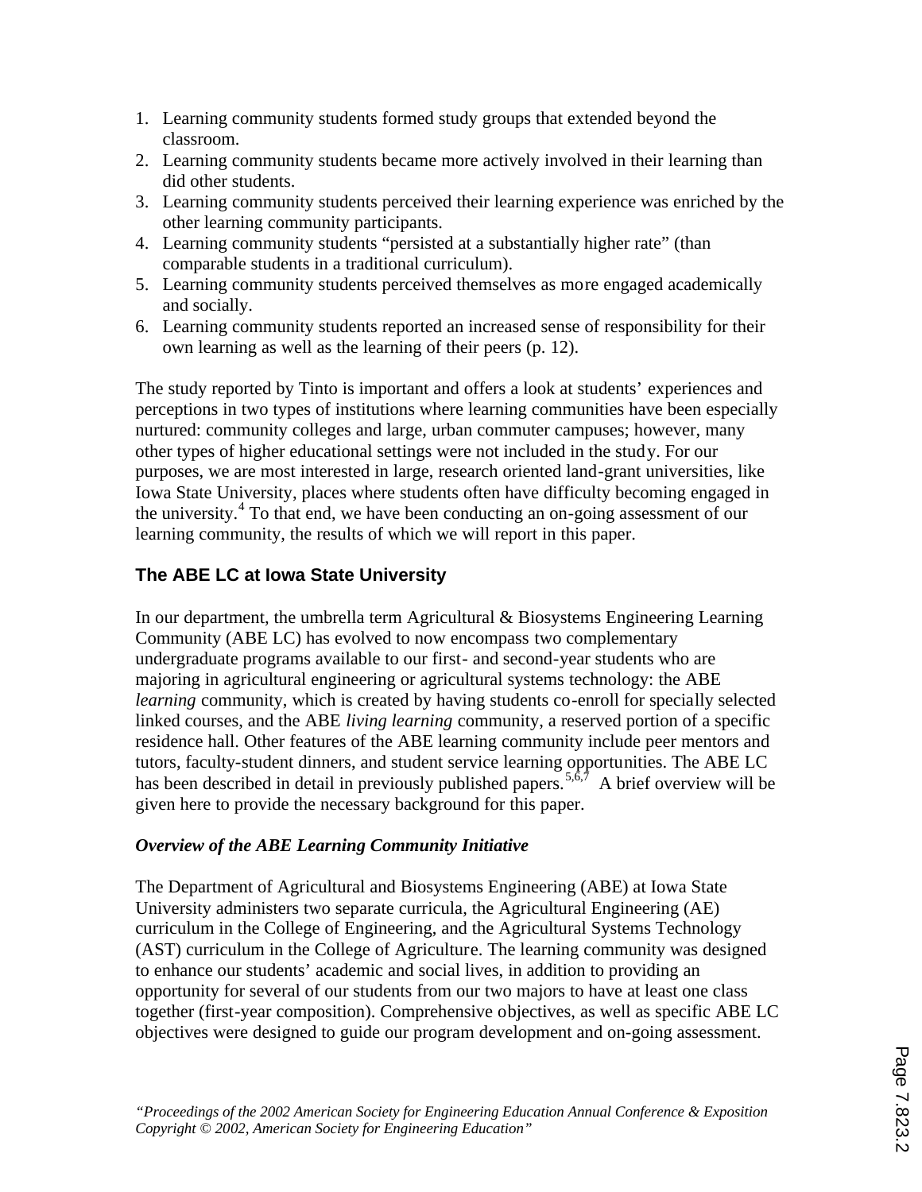1. Learning community students formed study groups that extended beyond the classroom.
2. Learning community students became more actively involved in their learning than did other students.
3. Learning community students perceived their learning experience was enriched by the other learning community participants.
4. Learning community students "persisted at a substantially higher rate" (than comparable students in a traditional curriculum).
5. Learning community students perceived themselves as more engaged academically and socially.
6. Learning community students reported an increased sense of responsibility for their own learning as well as the learning of their peers (p. 12).

The study reported by Tinto is important and offers a look at students' experiences and perceptions in two types of institutions where learning communities have been especially nurtured: community colleges and large, urban commuter campuses; however, many other types of higher educational settings were not included in the study. For our purposes, we are most interested in large, research oriented land-grant universities, like Iowa State University, places where students often have difficulty becoming engaged in the university.[4] To that end, we have been conducting an on-going assessment of our learning community, the results of which we will report in this paper.

## The ABE LC at Iowa State University

In our department, the umbrella term Agricultural & Biosystems Engineering Learning Community (ABE LC) has evolved to now encompass two complementary undergraduate programs available to our first- and second-year students who are majoring in agricultural engineering or agricultural systems technology: the ABE *learning* community, which is created by having students co-enroll for specially selected linked courses, and the ABE *living learning* community, a reserved portion of a specific residence hall. Other features of the ABE learning community include peer mentors and tutors, faculty-student dinners, and student service learning opportunities. The ABE LC has been described in detail in previously published papers.[5,6,7] A brief overview will be given here to provide the necessary background for this paper.

### *Overview of the ABE Learning Community Initiative*

The Department of Agricultural and Biosystems Engineering (ABE) at Iowa State University administers two separate curricula, the Agricultural Engineering (AE) curriculum in the College of Engineering, and the Agricultural Systems Technology (AST) curriculum in the College of Agriculture. The learning community was designed to enhance our students' academic and social lives, in addition to providing an opportunity for several of our students from our two majors to have at least one class together (first-year composition). Comprehensive objectives, as well as specific ABE LC objectives were designed to guide our program development and on-going assessment.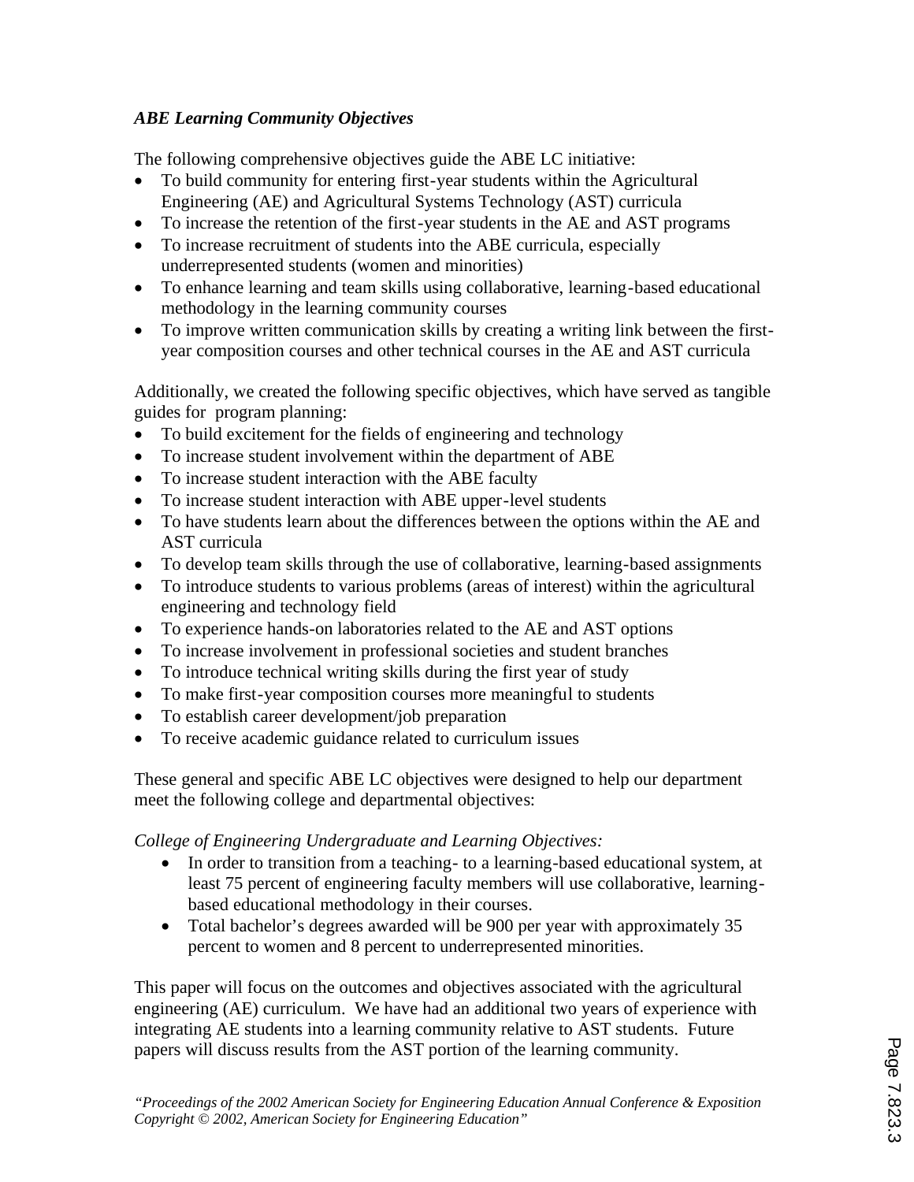### *ABE Learning Community Objectives*

The following comprehensive objectives guide the ABE LC initiative:

- To build community for entering first-year students within the Agricultural Engineering (AE) and Agricultural Systems Technology (AST) curricula
- To increase the retention of the first-year students in the AE and AST programs
- To increase recruitment of students into the ABE curricula, especially underrepresented students (women and minorities)
- To enhance learning and team skills using collaborative, learning-based educational methodology in the learning community courses
- To improve written communication skills by creating a writing link between the first-year composition courses and other technical courses in the AE and AST curricula

Additionally, we created the following specific objectives, which have served as tangible guides for program planning:

- To build excitement for the fields of engineering and technology
- To increase student involvement within the department of ABE
- To increase student interaction with the ABE faculty
- To increase student interaction with ABE upper-level students
- To have students learn about the differences between the options within the AE and AST curricula
- To develop team skills through the use of collaborative, learning-based assignments
- To introduce students to various problems (areas of interest) within the agricultural engineering and technology field
- To experience hands-on laboratories related to the AE and AST options
- To increase involvement in professional societies and student branches
- To introduce technical writing skills during the first year of study
- To make first-year composition courses more meaningful to students
- To establish career development/job preparation
- To receive academic guidance related to curriculum issues

These general and specific ABE LC objectives were designed to help our department meet the following college and departmental objectives:

*College of Engineering Undergraduate and Learning Objectives:*

- In order to transition from a teaching- to a learning-based educational system, at least 75 percent of engineering faculty members will use collaborative, learning-based educational methodology in their courses.
- Total bachelor's degrees awarded will be 900 per year with approximately 35 percent to women and 8 percent to underrepresented minorities.

This paper will focus on the outcomes and objectives associated with the agricultural engineering (AE) curriculum. We have had an additional two years of experience with integrating AE students into a learning community relative to AST students. Future papers will discuss results from the AST portion of the learning community.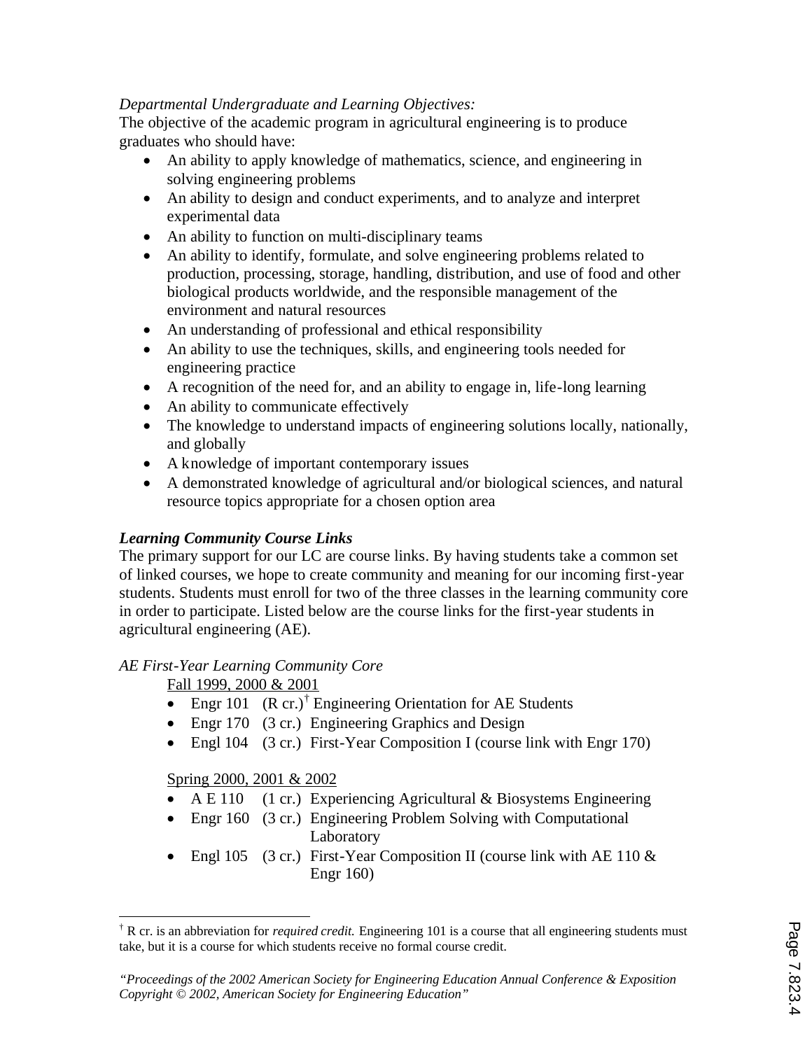*Departmental Undergraduate and Learning Objectives:*

The objective of the academic program in agricultural engineering is to produce graduates who should have:

- An ability to apply knowledge of mathematics, science, and engineering in solving engineering problems
- An ability to design and conduct experiments, and to analyze and interpret experimental data
- An ability to function on multi-disciplinary teams
- An ability to identify, formulate, and solve engineering problems related to production, processing, storage, handling, distribution, and use of food and other biological products worldwide, and the responsible management of the environment and natural resources
- An understanding of professional and ethical responsibility
- An ability to use the techniques, skills, and engineering tools needed for engineering practice
- A recognition of the need for, and an ability to engage in, life-long learning
- An ability to communicate effectively
- The knowledge to understand impacts of engineering solutions locally, nationally, and globally
- A knowledge of important contemporary issues
- A demonstrated knowledge of agricultural and/or biological sciences, and natural resource topics appropriate for a chosen option area

***Learning Community Course Links***

The primary support for our LC are course links. By having students take a common set of linked courses, we hope to create community and meaning for our incoming first-year students. Students must enroll for two of the three classes in the learning community core in order to participate. Listed below are the course links for the first-year students in agricultural engineering (AE).

*AE First-Year Learning Community Core*

Fall 1999, 2000 & 2001

- Engr 101 (R cr.)[†] Engineering Orientation for AE Students
- Engr 170 (3 cr.) Engineering Graphics and Design
- Engl 104 (3 cr.) First-Year Composition I (course link with Engr 170)

Spring 2000, 2001 & 2002

- A E 110 (1 cr.) Experiencing Agricultural & Biosystems Engineering
- Engr 160 (3 cr.) Engineering Problem Solving with Computational Laboratory
- Engl 105 (3 cr.) First-Year Composition II (course link with AE 110 & Engr 160)

[†] R cr. is an abbreviation for *required credit.* Engineering 101 is a course that all engineering students must take, but it is a course for which students receive no formal course credit.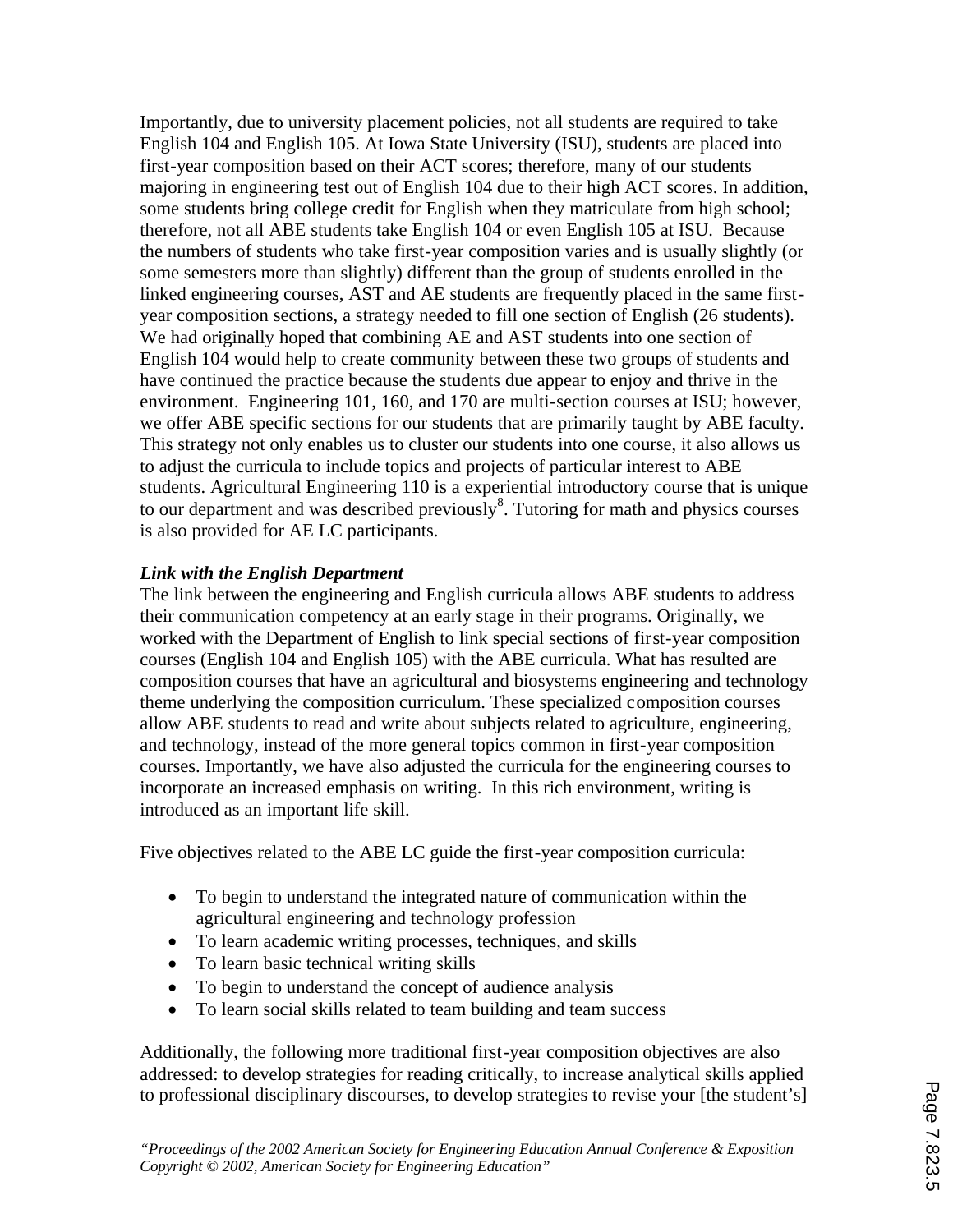Importantly, due to university placement policies, not all students are required to take English 104 and English 105. At Iowa State University (ISU), students are placed into first-year composition based on their ACT scores; therefore, many of our students majoring in engineering test out of English 104 due to their high ACT scores. In addition, some students bring college credit for English when they matriculate from high school; therefore, not all ABE students take English 104 or even English 105 at ISU. Because the numbers of students who take first-year composition varies and is usually slightly (or some semesters more than slightly) different than the group of students enrolled in the linked engineering courses, AST and AE students are frequently placed in the same first-year composition sections, a strategy needed to fill one section of English (26 students). We had originally hoped that combining AE and AST students into one section of English 104 would help to create community between these two groups of students and have continued the practice because the students due appear to enjoy and thrive in the environment. Engineering 101, 160, and 170 are multi-section courses at ISU; however, we offer ABE specific sections for our students that are primarily taught by ABE faculty. This strategy not only enables us to cluster our students into one course, it also allows us to adjust the curricula to include topics and projects of particular interest to ABE students. Agricultural Engineering 110 is a experiential introductory course that is unique to our department and was described previously[8]. Tutoring for math and physics courses is also provided for AE LC participants.

***Link with the English Department***

The link between the engineering and English curricula allows ABE students to address their communication competency at an early stage in their programs. Originally, we worked with the Department of English to link special sections of first-year composition courses (English 104 and English 105) with the ABE curricula. What has resulted are composition courses that have an agricultural and biosystems engineering and technology theme underlying the composition curriculum. These specialized composition courses allow ABE students to read and write about subjects related to agriculture, engineering, and technology, instead of the more general topics common in first-year composition courses. Importantly, we have also adjusted the curricula for the engineering courses to incorporate an increased emphasis on writing. In this rich environment, writing is introduced as an important life skill.

Five objectives related to the ABE LC guide the first-year composition curricula:

- To begin to understand the integrated nature of communication within the agricultural engineering and technology profession
- To learn academic writing processes, techniques, and skills
- To learn basic technical writing skills
- To begin to understand the concept of audience analysis
- To learn social skills related to team building and team success

Additionally, the following more traditional first-year composition objectives are also addressed: to develop strategies for reading critically, to increase analytical skills applied to professional disciplinary discourses, to develop strategies to revise your [the student's]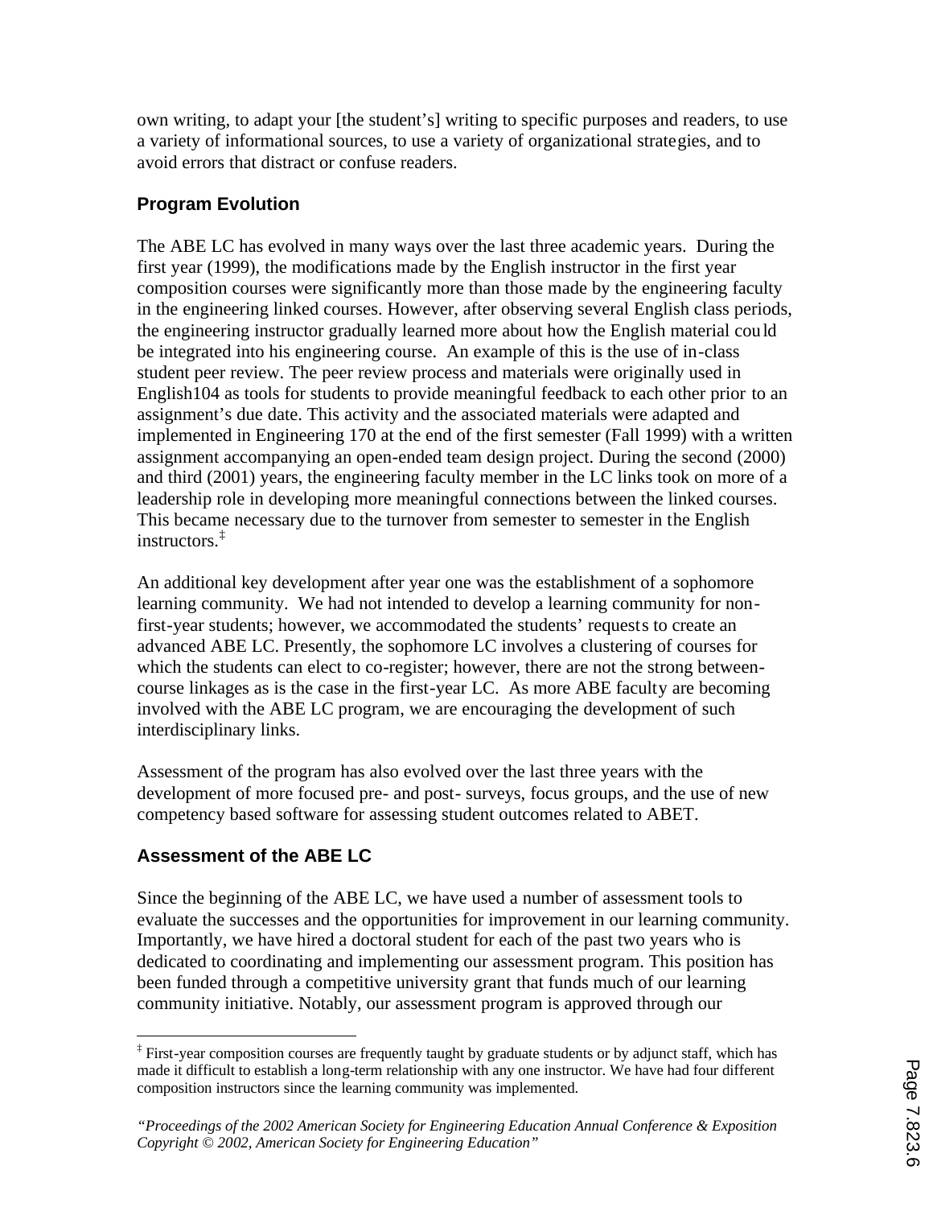own writing, to adapt your [the student's] writing to specific purposes and readers, to use a variety of informational sources, to use a variety of organizational strategies, and to avoid errors that distract or confuse readers.

## Program Evolution

The ABE LC has evolved in many ways over the last three academic years. During the first year (1999), the modifications made by the English instructor in the first year composition courses were significantly more than those made by the engineering faculty in the engineering linked courses. However, after observing several English class periods, the engineering instructor gradually learned more about how the English material could be integrated into his engineering course. An example of this is the use of in-class student peer review. The peer review process and materials were originally used in English104 as tools for students to provide meaningful feedback to each other prior to an assignment's due date. This activity and the associated materials were adapted and implemented in Engineering 170 at the end of the first semester (Fall 1999) with a written assignment accompanying an open-ended team design project. During the second (2000) and third (2001) years, the engineering faculty member in the LC links took on more of a leadership role in developing more meaningful connections between the linked courses. This became necessary due to the turnover from semester to semester in the English instructors.[‡]

An additional key development after year one was the establishment of a sophomore learning community. We had not intended to develop a learning community for non-first-year students; however, we accommodated the students' requests to create an advanced ABE LC. Presently, the sophomore LC involves a clustering of courses for which the students can elect to co-register; however, there are not the strong between-course linkages as is the case in the first-year LC. As more ABE faculty are becoming involved with the ABE LC program, we are encouraging the development of such interdisciplinary links.

Assessment of the program has also evolved over the last three years with the development of more focused pre- and post- surveys, focus groups, and the use of new competency based software for assessing student outcomes related to ABET.

## Assessment of the ABE LC

Since the beginning of the ABE LC, we have used a number of assessment tools to evaluate the successes and the opportunities for improvement in our learning community. Importantly, we have hired a doctoral student for each of the past two years who is dedicated to coordinating and implementing our assessment program. This position has been funded through a competitive university grant that funds much of our learning community initiative. Notably, our assessment program is approved through our

[‡] First-year composition courses are frequently taught by graduate students or by adjunct staff, which has made it difficult to establish a long-term relationship with any one instructor. We have had four different composition instructors since the learning community was implemented.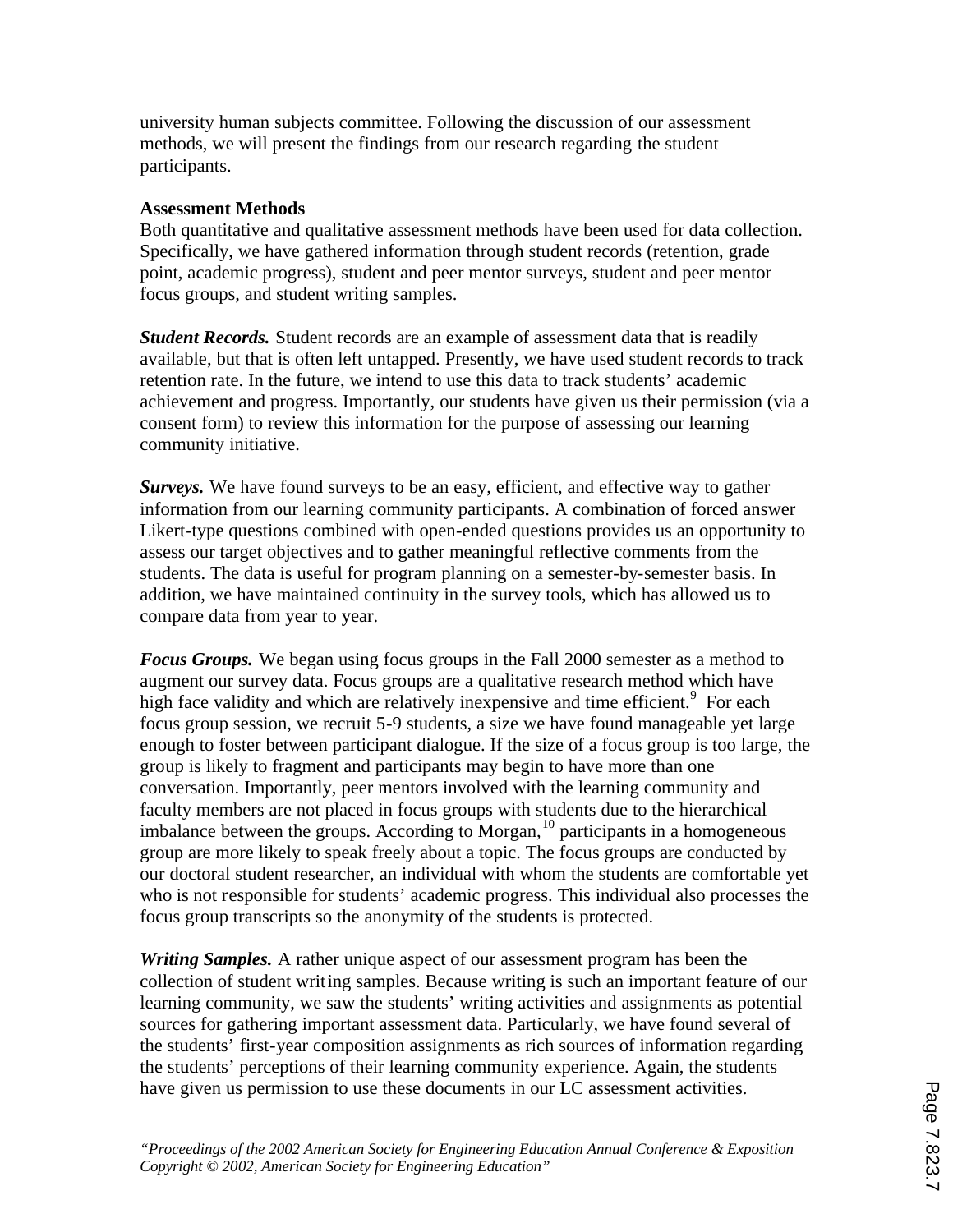university human subjects committee. Following the discussion of our assessment methods, we will present the findings from our research regarding the student participants.

**Assessment Methods**

Both quantitative and qualitative assessment methods have been used for data collection. Specifically, we have gathered information through student records (retention, grade point, academic progress), student and peer mentor surveys, student and peer mentor focus groups, and student writing samples.

***Student Records.*** Student records are an example of assessment data that is readily available, but that is often left untapped. Presently, we have used student records to track retention rate. In the future, we intend to use this data to track students' academic achievement and progress. Importantly, our students have given us their permission (via a consent form) to review this information for the purpose of assessing our learning community initiative.

***Surveys.*** We have found surveys to be an easy, efficient, and effective way to gather information from our learning community participants. A combination of forced answer Likert-type questions combined with open-ended questions provides us an opportunity to assess our target objectives and to gather meaningful reflective comments from the students. The data is useful for program planning on a semester-by-semester basis. In addition, we have maintained continuity in the survey tools, which has allowed us to compare data from year to year.

***Focus Groups.*** We began using focus groups in the Fall 2000 semester as a method to augment our survey data. Focus groups are a qualitative research method which have high face validity and which are relatively inexpensive and time efficient.[9] For each focus group session, we recruit 5-9 students, a size we have found manageable yet large enough to foster between participant dialogue. If the size of a focus group is too large, the group is likely to fragment and participants may begin to have more than one conversation. Importantly, peer mentors involved with the learning community and faculty members are not placed in focus groups with students due to the hierarchical imbalance between the groups. According to Morgan,[10] participants in a homogeneous group are more likely to speak freely about a topic. The focus groups are conducted by our doctoral student researcher, an individual with whom the students are comfortable yet who is not responsible for students' academic progress. This individual also processes the focus group transcripts so the anonymity of the students is protected.

***Writing Samples.*** A rather unique aspect of our assessment program has been the collection of student writing samples. Because writing is such an important feature of our learning community, we saw the students' writing activities and assignments as potential sources for gathering important assessment data. Particularly, we have found several of the students' first-year composition assignments as rich sources of information regarding the students' perceptions of their learning community experience. Again, the students have given us permission to use these documents in our LC assessment activities.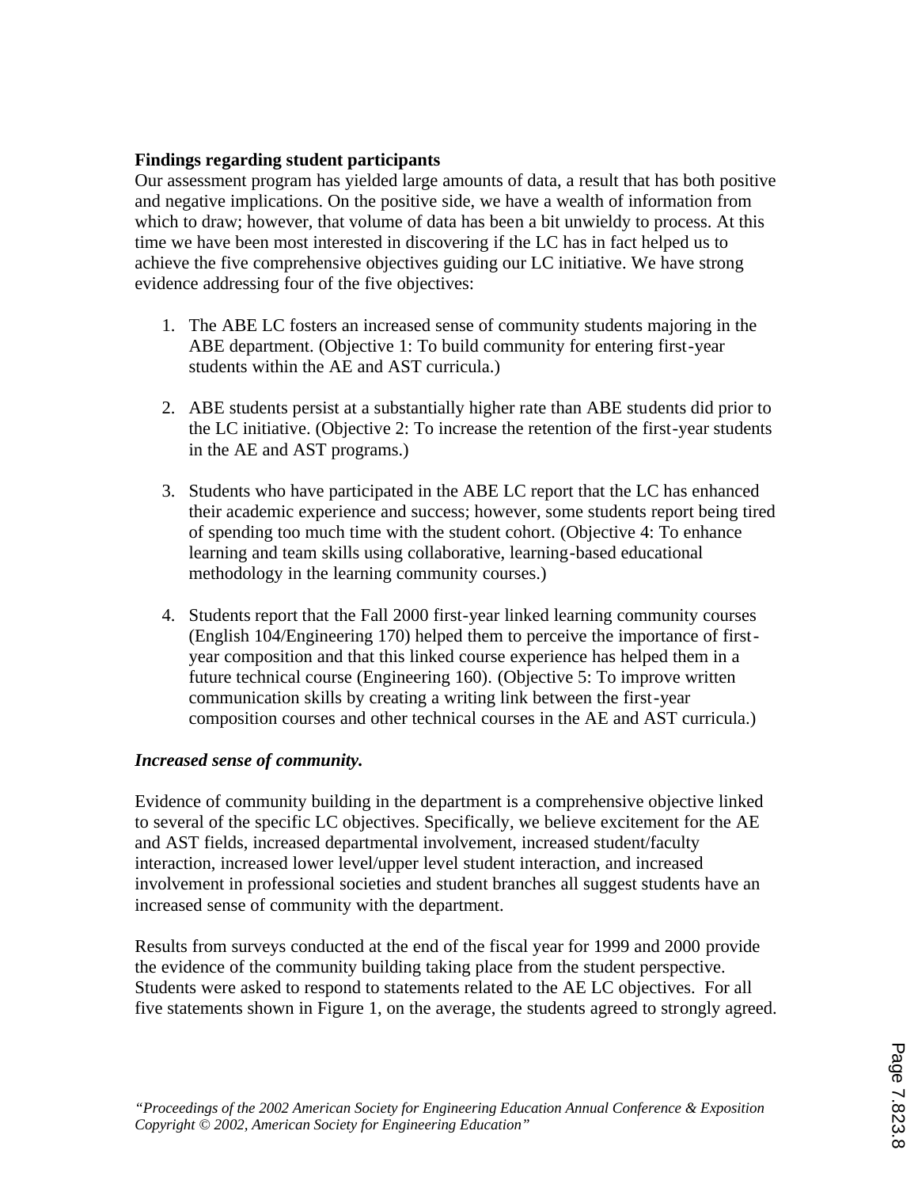**Findings regarding student participants**

Our assessment program has yielded large amounts of data, a result that has both positive and negative implications. On the positive side, we have a wealth of information from which to draw; however, that volume of data has been a bit unwieldy to process. At this time we have been most interested in discovering if the LC has in fact helped us to achieve the five comprehensive objectives guiding our LC initiative. We have strong evidence addressing four of the five objectives:

1. The ABE LC fosters an increased sense of community students majoring in the ABE department. (Objective 1: To build community for entering first-year students within the AE and AST curricula.)

2. ABE students persist at a substantially higher rate than ABE students did prior to the LC initiative. (Objective 2: To increase the retention of the first-year students in the AE and AST programs.)

3. Students who have participated in the ABE LC report that the LC has enhanced their academic experience and success; however, some students report being tired of spending too much time with the student cohort. (Objective 4: To enhance learning and team skills using collaborative, learning-based educational methodology in the learning community courses.)

4. Students report that the Fall 2000 first-year linked learning community courses (English 104/Engineering 170) helped them to perceive the importance of first-year composition and that this linked course experience has helped them in a future technical course (Engineering 160). (Objective 5: To improve written communication skills by creating a writing link between the first-year composition courses and other technical courses in the AE and AST curricula.)

***Increased sense of community.***

Evidence of community building in the department is a comprehensive objective linked to several of the specific LC objectives. Specifically, we believe excitement for the AE and AST fields, increased departmental involvement, increased student/faculty interaction, increased lower level/upper level student interaction, and increased involvement in professional societies and student branches all suggest students have an increased sense of community with the department.

Results from surveys conducted at the end of the fiscal year for 1999 and 2000 provide the evidence of the community building taking place from the student perspective. Students were asked to respond to statements related to the AE LC objectives. For all five statements shown in Figure 1, on the average, the students agreed to strongly agreed.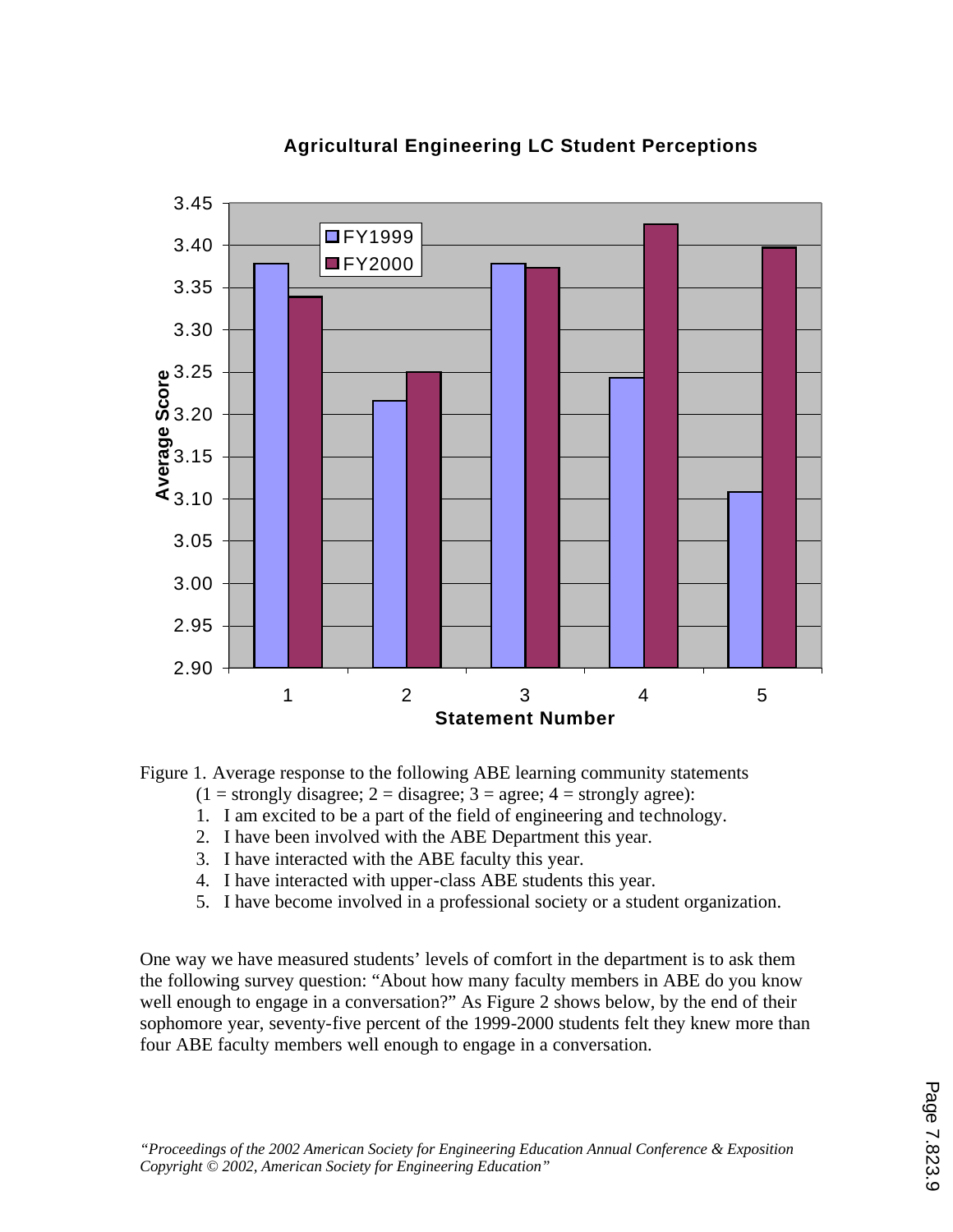Figure 1. Average response to the following ABE learning community statements (1 = strongly disagree; 2 = disagree; 3 = agree; 4 = strongly agree):

1. I am excited to be a part of the field of engineering and technology.
2. I have been involved with the ABE Department this year.
3. I have interacted with the ABE faculty this year.
4. I have interacted with upper-class ABE students this year.
5. I have become involved in a professional society or a student organization.

One way we have measured students' levels of comfort in the department is to ask them the following survey question: "About how many faculty members in ABE do you know well enough to engage in a conversation?" As Figure 2 shows below, by the end of their sophomore year, seventy-five percent of the 1999-2000 students felt they knew more than four ABE faculty members well enough to engage in a conversation.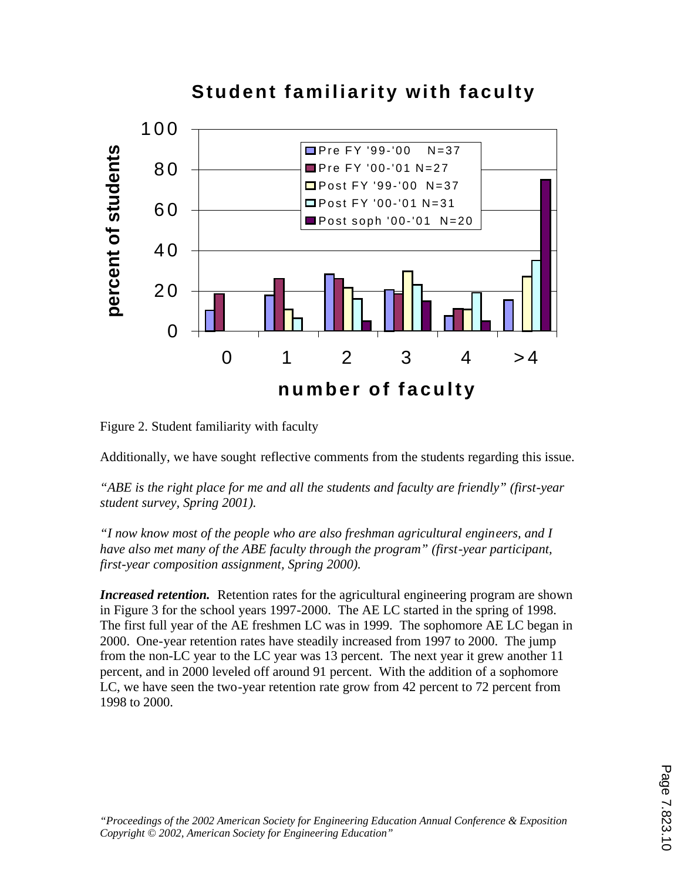Figure 2. Student familiarity with faculty

Additionally, we have sought reflective comments from the students regarding this issue.

*"ABE is the right place for me and all the students and faculty are friendly" (first-year student survey, Spring 2001).*

*"I now know most of the people who are also freshman agricultural engineers, and I have also met many of the ABE faculty through the program" (first-year participant, first-year composition assignment, Spring 2000).*

***Increased retention.*** Retention rates for the agricultural engineering program are shown in Figure 3 for the school years 1997-2000. The AE LC started in the spring of 1998. The first full year of the AE freshmen LC was in 1999. The sophomore AE LC began in 2000. One-year retention rates have steadily increased from 1997 to 2000. The jump from the non-LC year to the LC year was 13 percent. The next year it grew another 11 percent, and in 2000 leveled off around 91 percent. With the addition of a sophomore LC, we have seen the two-year retention rate grow from 42 percent to 72 percent from 1998 to 2000.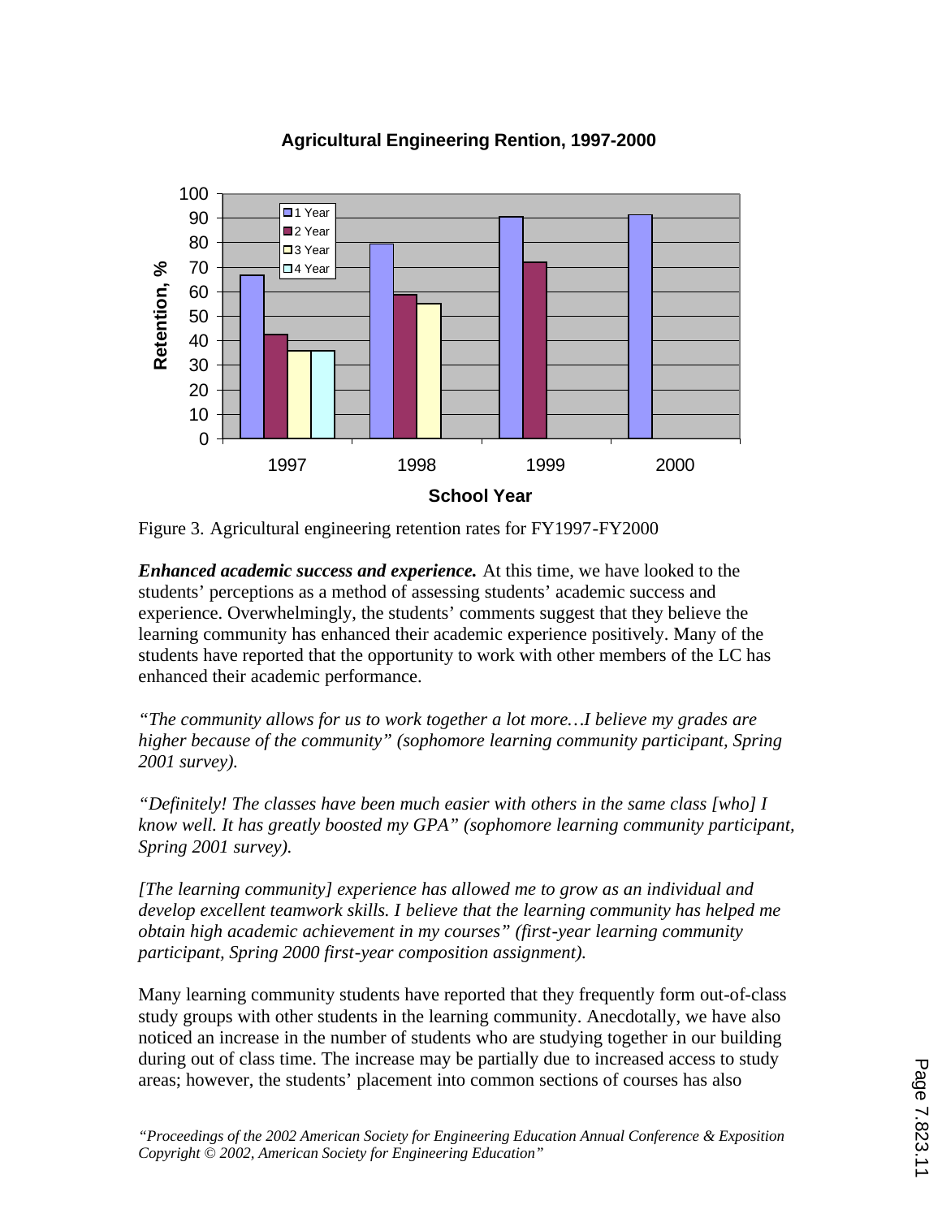Figure 3. Agricultural engineering retention rates for FY1997-FY2000

***Enhanced academic success and experience.*** At this time, we have looked to the students' perceptions as a method of assessing students' academic success and experience. Overwhelmingly, the students' comments suggest that they believe the learning community has enhanced their academic experience positively. Many of the students have reported that the opportunity to work with other members of the LC has enhanced their academic performance.

*"The community allows for us to work together a lot more…I believe my grades are higher because of the community" (sophomore learning community participant, Spring 2001 survey).*

*"Definitely! The classes have been much easier with others in the same class [who] I know well. It has greatly boosted my GPA" (sophomore learning community participant, Spring 2001 survey).*

*[The learning community] experience has allowed me to grow as an individual and develop excellent teamwork skills. I believe that the learning community has helped me obtain high academic achievement in my courses" (first-year learning community participant, Spring 2000 first-year composition assignment).*

Many learning community students have reported that they frequently form out-of-class study groups with other students in the learning community. Anecdotally, we have also noticed an increase in the number of students who are studying together in our building during out of class time. The increase may be partially due to increased access to study areas; however, the students' placement into common sections of courses has also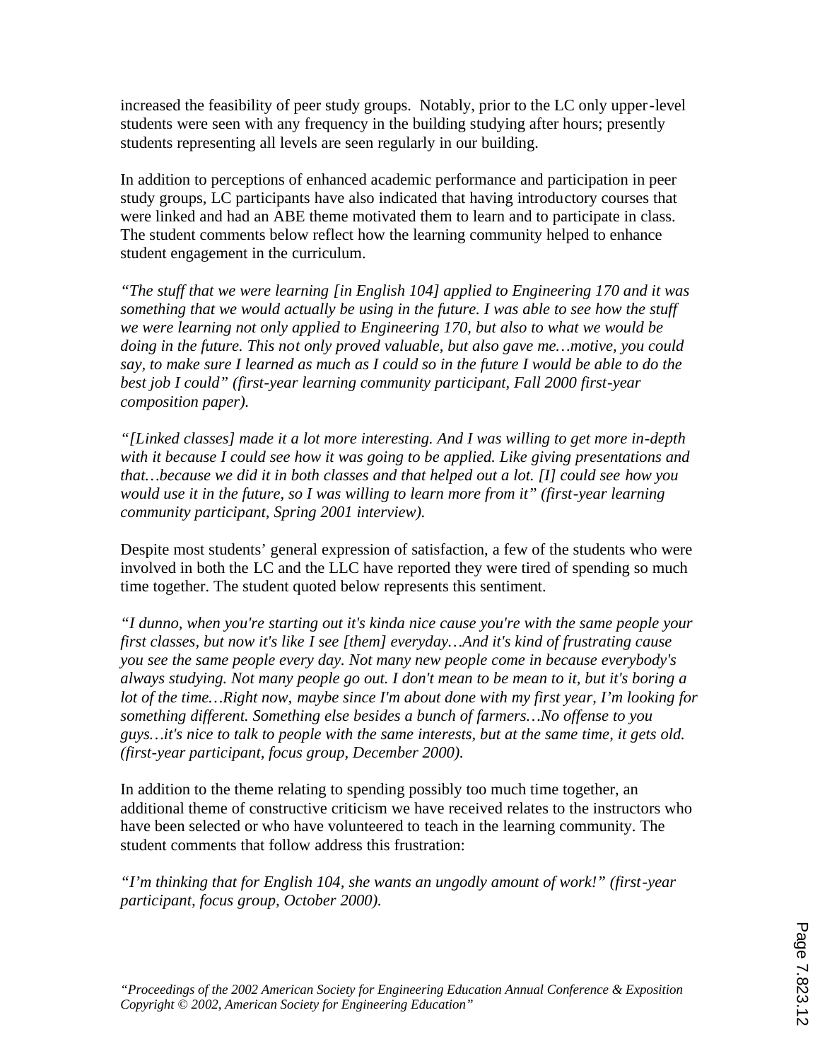increased the feasibility of peer study groups. Notably, prior to the LC only upper-level students were seen with any frequency in the building studying after hours; presently students representing all levels are seen regularly in our building.

In addition to perceptions of enhanced academic performance and participation in peer study groups, LC participants have also indicated that having introductory courses that were linked and had an ABE theme motivated them to learn and to participate in class. The student comments below reflect how the learning community helped to enhance student engagement in the curriculum.

*"The stuff that we were learning [in English 104] applied to Engineering 170 and it was something that we would actually be using in the future. I was able to see how the stuff we were learning not only applied to Engineering 170, but also to what we would be doing in the future. This not only proved valuable, but also gave me…motive, you could say, to make sure I learned as much as I could so in the future I would be able to do the best job I could" (first-year learning community participant, Fall 2000 first-year composition paper).*

*"[Linked classes] made it a lot more interesting. And I was willing to get more in-depth with it because I could see how it was going to be applied. Like giving presentations and that…because we did it in both classes and that helped out a lot. [I] could see how you would use it in the future, so I was willing to learn more from it" (first-year learning community participant, Spring 2001 interview).*

Despite most students' general expression of satisfaction, a few of the students who were involved in both the LC and the LLC have reported they were tired of spending so much time together. The student quoted below represents this sentiment.

*"I dunno, when you're starting out it's kinda nice cause you're with the same people your first classes, but now it's like I see [them] everyday…And it's kind of frustrating cause you see the same people every day. Not many new people come in because everybody's always studying. Not many people go out. I don't mean to be mean to it, but it's boring a lot of the time…Right now, maybe since I'm about done with my first year, I'm looking for something different. Something else besides a bunch of farmers…No offense to you guys…it's nice to talk to people with the same interests, but at the same time, it gets old. (first-year participant, focus group, December 2000).*

In addition to the theme relating to spending possibly too much time together, an additional theme of constructive criticism we have received relates to the instructors who have been selected or who have volunteered to teach in the learning community. The student comments that follow address this frustration:

*"I'm thinking that for English 104, she wants an ungodly amount of work!" (first-year participant, focus group, October 2000).*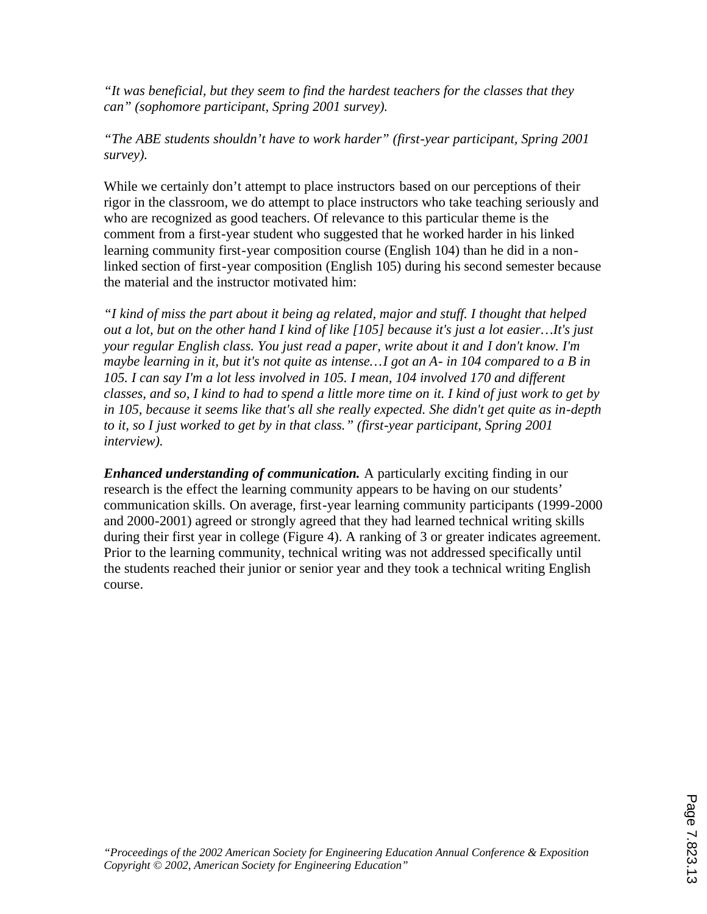*"It was beneficial, but they seem to find the hardest teachers for the classes that they can" (sophomore participant, Spring 2001 survey).*

*"The ABE students shouldn't have to work harder" (first-year participant, Spring 2001 survey).*

While we certainly don't attempt to place instructors based on our perceptions of their rigor in the classroom, we do attempt to place instructors who take teaching seriously and who are recognized as good teachers. Of relevance to this particular theme is the comment from a first-year student who suggested that he worked harder in his linked learning community first-year composition course (English 104) than he did in a non-linked section of first-year composition (English 105) during his second semester because the material and the instructor motivated him:

*"I kind of miss the part about it being ag related, major and stuff. I thought that helped out a lot, but on the other hand I kind of like [105] because it's just a lot easier…It's just your regular English class. You just read a paper, write about it and I don't know. I'm maybe learning in it, but it's not quite as intense…I got an A- in 104 compared to a B in 105. I can say I'm a lot less involved in 105. I mean, 104 involved 170 and different classes, and so, I kind to had to spend a little more time on it. I kind of just work to get by in 105, because it seems like that's all she really expected. She didn't get quite as in-depth to it, so I just worked to get by in that class." (first-year participant, Spring 2001 interview).*

***Enhanced understanding of communication.*** A particularly exciting finding in our research is the effect the learning community appears to be having on our students' communication skills. On average, first-year learning community participants (1999-2000 and 2000-2001) agreed or strongly agreed that they had learned technical writing skills during their first year in college (Figure 4). A ranking of 3 or greater indicates agreement. Prior to the learning community, technical writing was not addressed specifically until the students reached their junior or senior year and they took a technical writing English course.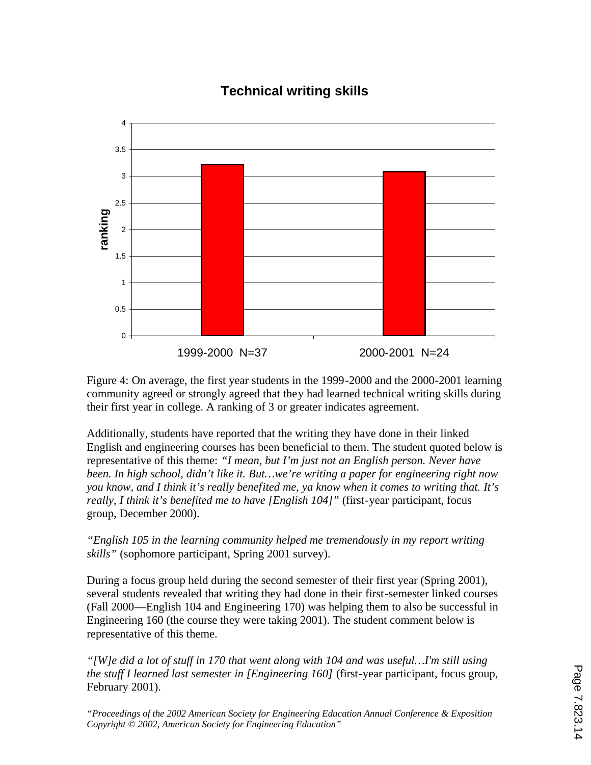Figure 4: On average, the first year students in the 1999-2000 and the 2000-2001 learning community agreed or strongly agreed that they had learned technical writing skills during their first year in college. A ranking of 3 or greater indicates agreement.

Additionally, students have reported that the writing they have done in their linked English and engineering courses has been beneficial to them. The student quoted below is representative of this theme: *"I mean, but I'm just not an English person. Never have been. In high school, didn't like it. But…we're writing a paper for engineering right now you know, and I think it's really benefited me, ya know when it comes to writing that. It's really, I think it's benefited me to have [English 104]"* (first-year participant, focus group, December 2000).

*"English 105 in the learning community helped me tremendously in my report writing skills"* (sophomore participant, Spring 2001 survey).

During a focus group held during the second semester of their first year (Spring 2001), several students revealed that writing they had done in their first-semester linked courses (Fall 2000—English 104 and Engineering 170) was helping them to also be successful in Engineering 160 (the course they were taking 2001). The student comment below is representative of this theme.

*"[W]e did a lot of stuff in 170 that went along with 104 and was useful…I'm still using the stuff I learned last semester in [Engineering 160]* (first-year participant, focus group, February 2001).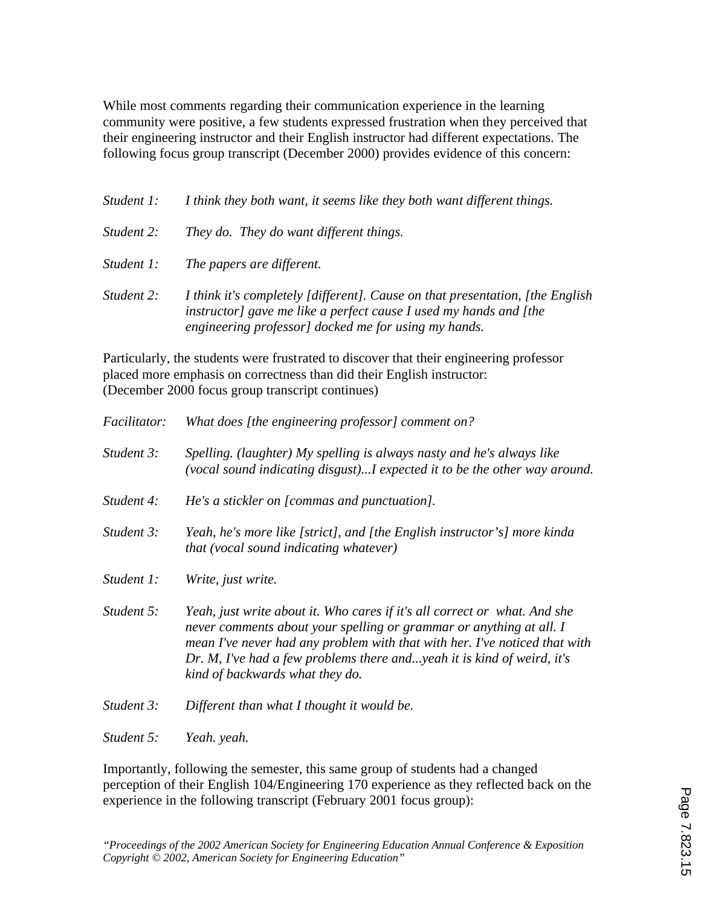While most comments regarding their communication experience in the learning community were positive, a few students expressed frustration when they perceived that their engineering instructor and their English instructor had different expectations. The following focus group transcript (December 2000) provides evidence of this concern:

*Student 1:* *I think they both want, it seems like they both want different things.*

*Student 2:* *They do. They do want different things.*

*Student 1:* *The papers are different.*

*Student 2:* *I think it's completely [different]. Cause on that presentation, [the English instructor] gave me like a perfect cause I used my hands and [the engineering professor] docked me for using my hands.*

Particularly, the students were frustrated to discover that their engineering professor placed more emphasis on correctness than did their English instructor:
(December 2000 focus group transcript continues)

*Facilitator:* *What does [the engineering professor] comment on?*

*Student 3:* *Spelling. (laughter) My spelling is always nasty and he's always like (vocal sound indicating disgust)...I expected it to be the other way around.*

*Student 4:* *He's a stickler on [commas and punctuation].*

*Student 3:* *Yeah, he's more like [strict], and [the English instructor's] more kinda that (vocal sound indicating whatever)*

*Student 1:* *Write, just write.*

*Student 5:* *Yeah, just write about it. Who cares if it's all correct or what. And she never comments about your spelling or grammar or anything at all. I mean I've never had any problem with that with her. I've noticed that with Dr. M, I've had a few problems there and...yeah it is kind of weird, it's kind of backwards what they do.*

*Student 3:* *Different than what I thought it would be.*

*Student 5:* *Yeah. yeah.*

Importantly, following the semester, this same group of students had a changed perception of their English 104/Engineering 170 experience as they reflected back on the experience in the following transcript (February 2001 focus group):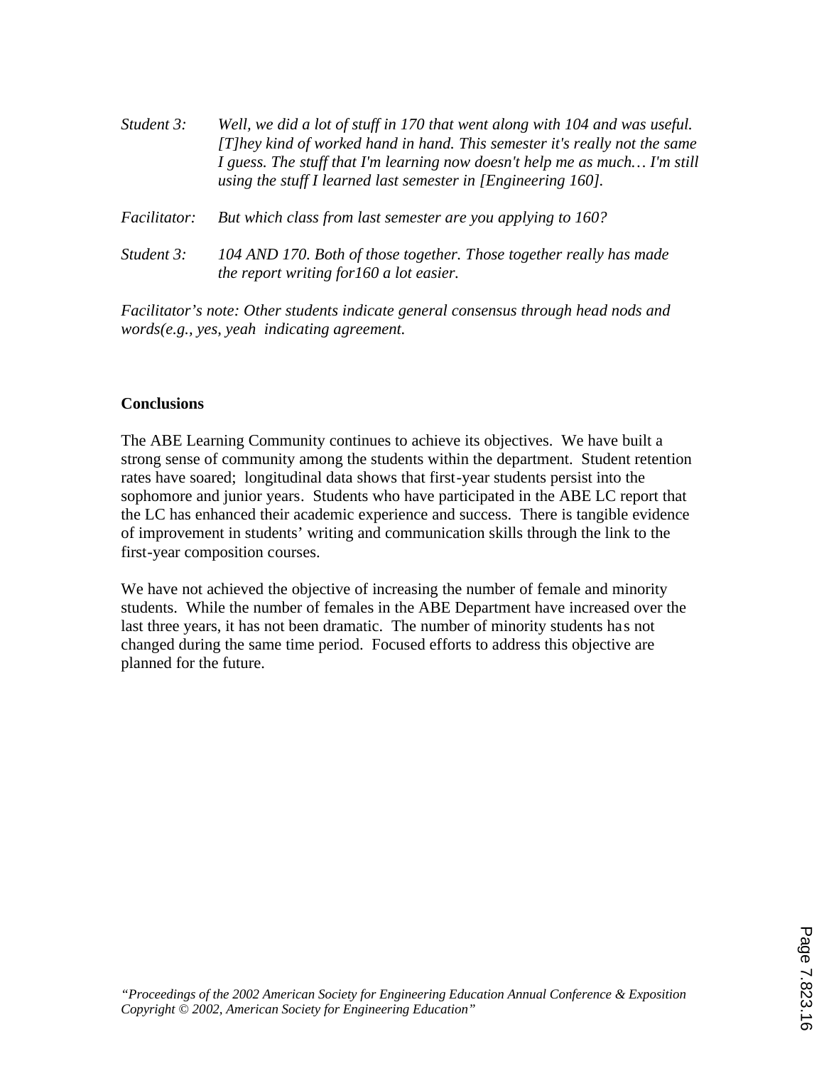*Student 3:* *Well, we did a lot of stuff in 170 that went along with 104 and was useful. [T]hey kind of worked hand in hand. This semester it's really not the same I guess. The stuff that I'm learning now doesn't help me as much… I'm still using the stuff I learned last semester in [Engineering 160].*

*Facilitator:* *But which class from last semester are you applying to 160?*

*Student 3:* *104 AND 170. Both of those together. Those together really has made the report writing for160 a lot easier.*

*Facilitator's note: Other students indicate general consensus through head nods and words(e.g., yes, yeah indicating agreement.*

**Conclusions**

The ABE Learning Community continues to achieve its objectives. We have built a strong sense of community among the students within the department. Student retention rates have soared; longitudinal data shows that first-year students persist into the sophomore and junior years. Students who have participated in the ABE LC report that the LC has enhanced their academic experience and success. There is tangible evidence of improvement in students' writing and communication skills through the link to the first-year composition courses.

We have not achieved the objective of increasing the number of female and minority students. While the number of females in the ABE Department have increased over the last three years, it has not been dramatic. The number of minority students has not changed during the same time period. Focused efforts to address this objective are planned for the future.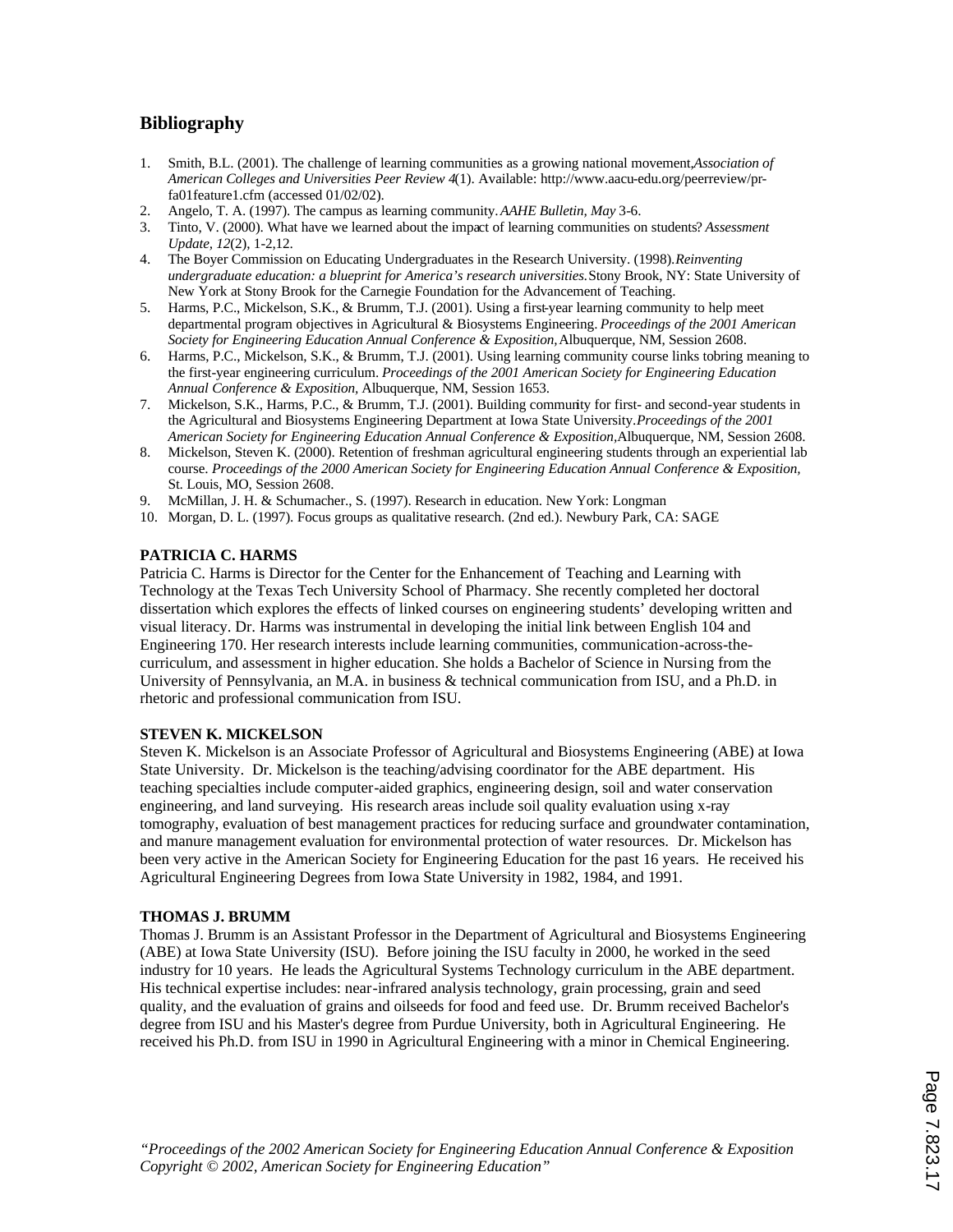## Bibliography

1. Smith, B.L. (2001). The challenge of learning communities as a growing national movement, *Association of American Colleges and Universities Peer Review 4*(1). Available: http://www.aacu-edu.org/peerreview/pr-fa01feature1.cfm (accessed 01/02/02).
2. Angelo, T. A. (1997). The campus as learning community. *AAHE Bulletin, May* 3-6.
3. Tinto, V. (2000). What have we learned about the impact of learning communities on students? *Assessment Update, 12*(2), 1-2,12.
4. The Boyer Commission on Educating Undergraduates in the Research University. (1998). *Reinventing undergraduate education: a blueprint for America's research universities.* Stony Brook, NY: State University of New York at Stony Brook for the Carnegie Foundation for the Advancement of Teaching.
5. Harms, P.C., Mickelson, S.K., & Brumm, T.J. (2001). Using a first-year learning community to help meet departmental program objectives in Agricultural & Biosystems Engineering. *Proceedings of the 2001 American Society for Engineering Education Annual Conference & Exposition,* Albuquerque, NM, Session 2608.
6. Harms, P.C., Mickelson, S.K., & Brumm, T.J. (2001). Using learning community course links tobring meaning to the first-year engineering curriculum. *Proceedings of the 2001 American Society for Engineering Education Annual Conference & Exposition,* Albuquerque, NM, Session 1653.
7. Mickelson, S.K., Harms, P.C., & Brumm, T.J. (2001). Building community for first- and second-year students in the Agricultural and Biosystems Engineering Department at Iowa State University. *Proceedings of the 2001 American Society for Engineering Education Annual Conference & Exposition,* Albuquerque, NM, Session 2608.
8. Mickelson, Steven K. (2000). Retention of freshman agricultural engineering students through an experiential lab course. *Proceedings of the 2000 American Society for Engineering Education Annual Conference & Exposition,* St. Louis, MO, Session 2608.
9. McMillan, J. H. & Schumacher., S. (1997). Research in education. New York: Longman
10. Morgan, D. L. (1997). Focus groups as qualitative research. (2nd ed.). Newbury Park, CA: SAGE

**PATRICIA C. HARMS**

Patricia C. Harms is Director for the Center for the Enhancement of Teaching and Learning with Technology at the Texas Tech University School of Pharmacy. She recently completed her doctoral dissertation which explores the effects of linked courses on engineering students' developing written and visual literacy. Dr. Harms was instrumental in developing the initial link between English 104 and Engineering 170. Her research interests include learning communities, communication-across-the-curriculum, and assessment in higher education. She holds a Bachelor of Science in Nursing from the University of Pennsylvania, an M.A. in business & technical communication from ISU, and a Ph.D. in rhetoric and professional communication from ISU.

**STEVEN K. MICKELSON**

Steven K. Mickelson is an Associate Professor of Agricultural and Biosystems Engineering (ABE) at Iowa State University. Dr. Mickelson is the teaching/advising coordinator for the ABE department. His teaching specialties include computer-aided graphics, engineering design, soil and water conservation engineering, and land surveying. His research areas include soil quality evaluation using x-ray tomography, evaluation of best management practices for reducing surface and groundwater contamination, and manure management evaluation for environmental protection of water resources. Dr. Mickelson has been very active in the American Society for Engineering Education for the past 16 years. He received his Agricultural Engineering Degrees from Iowa State University in 1982, 1984, and 1991.

**THOMAS J. BRUMM**

Thomas J. Brumm is an Assistant Professor in the Department of Agricultural and Biosystems Engineering (ABE) at Iowa State University (ISU). Before joining the ISU faculty in 2000, he worked in the seed industry for 10 years. He leads the Agricultural Systems Technology curriculum in the ABE department. His technical expertise includes: near-infrared analysis technology, grain processing, grain and seed quality, and the evaluation of grains and oilseeds for food and feed use. Dr. Brumm received Bachelor's degree from ISU and his Master's degree from Purdue University, both in Agricultural Engineering. He received his Ph.D. from ISU in 1990 in Agricultural Engineering with a minor in Chemical Engineering.